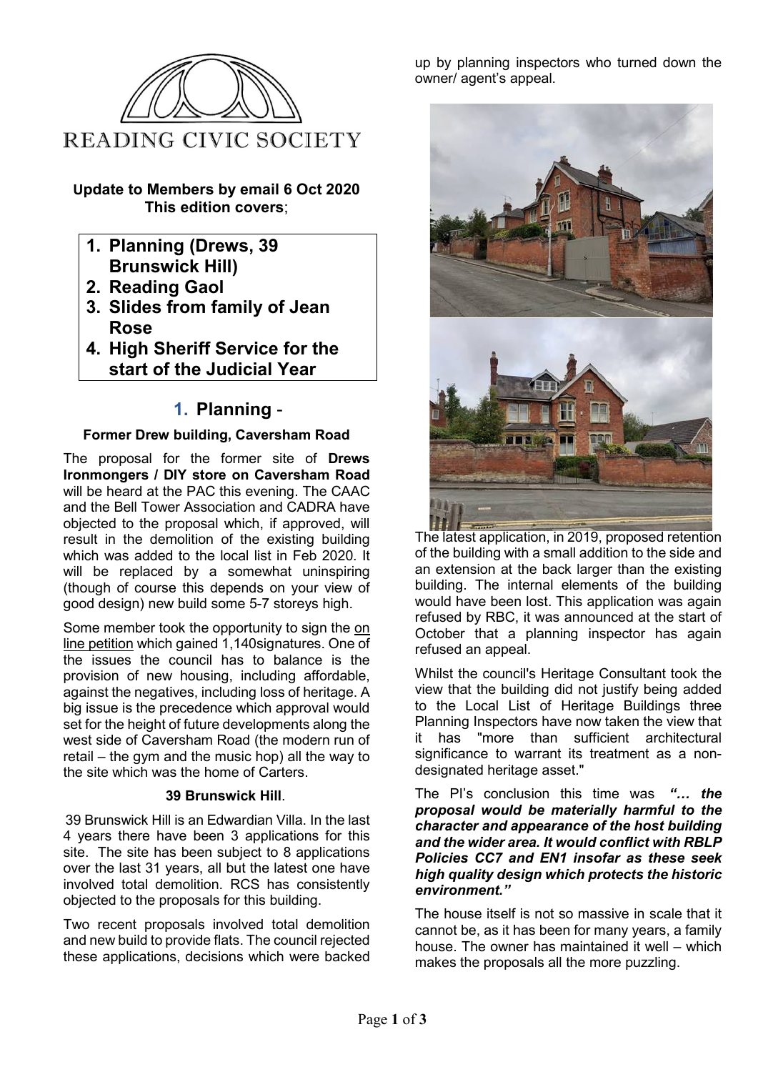READING CIVIC SOCIETY

**Update to Members by email 6 Oct 2020**
**This edition covers**;

1. **Planning (Drews, 39 Brunswick Hill)**
2. **Reading Gaol**
3. **Slides from family of Jean Rose**
4. **High Sheriff Service for the start of the Judicial Year**

## 1. Planning -

### Former Drew building, Caversham Road

The proposal for the former site of **Drews Ironmongers / DIY store on Caversham Road** will be heard at the PAC this evening. The CAAC and the Bell Tower Association and CADRA have objected to the proposal which, if approved, will result in the demolition of the existing building which was added to the local list in Feb 2020. It will be replaced by a somewhat uninspiring (though of course this depends on your view of good design) new build some 5-7 storeys high.

Some member took the opportunity to sign the on line petition which gained 1,140signatures. One of the issues the council has to balance is the provision of new housing, including affordable, against the negatives, including loss of heritage. A big issue is the precedence which approval would set for the height of future developments along the west side of Caversham Road (the modern run of retail – the gym and the music hop) all the way to the site which was the home of Carters.

### 39 Brunswick Hill.

39 Brunswick Hill is an Edwardian Villa. In the last 4 years there have been 3 applications for this site. The site has been subject to 8 applications over the last 31 years, all but the latest one have involved total demolition. RCS has consistently objected to the proposals for this building.

Two recent proposals involved total demolition and new build to provide flats. The council rejected these applications, decisions which were backed up by planning inspectors who turned down the owner/ agent's appeal.

The latest application, in 2019, proposed retention of the building with a small addition to the side and an extension at the back larger than the existing building. The internal elements of the building would have been lost. This application was again refused by RBC, it was announced at the start of October that a planning inspector has again refused an appeal.

Whilst the council's Heritage Consultant took the view that the building did not justify being added to the Local List of Heritage Buildings three Planning Inspectors have now taken the view that it has "more than sufficient architectural significance to warrant its treatment as a non-designated heritage asset."

The PI's conclusion this time was ***"… the proposal would be materially harmful to the character and appearance of the host building and the wider area. It would conflict with RBLP Policies CC7 and EN1 insofar as these seek high quality design which protects the historic environment."***

The house itself is not so massive in scale that it cannot be, as it has been for many years, a family house. The owner has maintained it well – which makes the proposals all the more puzzling.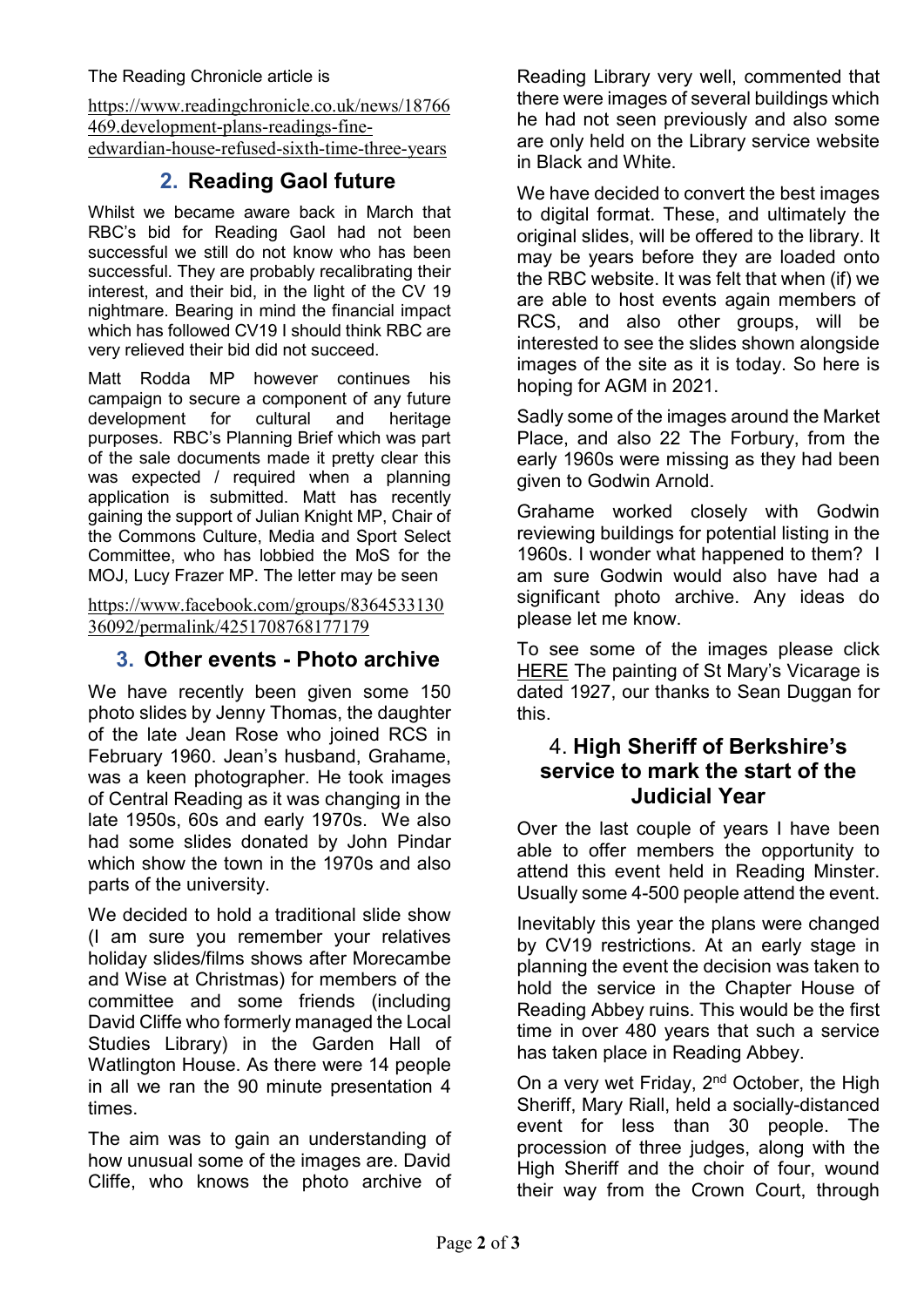The Reading Chronicle article is

https://www.readingchronicle.co.uk/news/18766469.development-plans-readings-fine-edwardian-house-refused-sixth-time-three-years

## 2. Reading Gaol future

Whilst we became aware back in March that RBC's bid for Reading Gaol had not been successful we still do not know who has been successful. They are probably recalibrating their interest, and their bid, in the light of the CV 19 nightmare. Bearing in mind the financial impact which has followed CV19 I should think RBC are very relieved their bid did not succeed.

Matt Rodda MP however continues his campaign to secure a component of any future development for cultural and heritage purposes. RBC's Planning Brief which was part of the sale documents made it pretty clear this was expected / required when a planning application is submitted. Matt has recently gaining the support of Julian Knight MP, Chair of the Commons Culture, Media and Sport Select Committee, who has lobbied the MoS for the MOJ, Lucy Frazer MP. The letter may be seen

https://www.facebook.com/groups/836453313036092/permalink/4251708768177179

## 3. Other events - Photo archive

We have recently been given some 150 photo slides by Jenny Thomas, the daughter of the late Jean Rose who joined RCS in February 1960. Jean's husband, Grahame, was a keen photographer. He took images of Central Reading as it was changing in the late 1950s, 60s and early 1970s. We also had some slides donated by John Pindar which show the town in the 1970s and also parts of the university.

We decided to hold a traditional slide show (I am sure you remember your relatives holiday slides/films shows after Morecambe and Wise at Christmas) for members of the committee and some friends (including David Cliffe who formerly managed the Local Studies Library) in the Garden Hall of Watlington House. As there were 14 people in all we ran the 90 minute presentation 4 times.

The aim was to gain an understanding of how unusual some of the images are. David Cliffe, who knows the photo archive of Reading Library very well, commented that there were images of several buildings which he had not seen previously and also some are only held on the Library service website in Black and White.

We have decided to convert the best images to digital format. These, and ultimately the original slides, will be offered to the library. It may be years before they are loaded onto the RBC website. It was felt that when (if) we are able to host events again members of RCS, and also other groups, will be interested to see the slides shown alongside images of the site as it is today. So here is hoping for AGM in 2021.

Sadly some of the images around the Market Place, and also 22 The Forbury, from the early 1960s were missing as they had been given to Godwin Arnold.

Grahame worked closely with Godwin reviewing buildings for potential listing in the 1960s. I wonder what happened to them? I am sure Godwin would also have had a significant photo archive. Any ideas do please let me know.

To see some of the images please click HERE The painting of St Mary's Vicarage is dated 1927, our thanks to Sean Duggan for this.

## 4. High Sheriff of Berkshire's service to mark the start of the Judicial Year

Over the last couple of years I have been able to offer members the opportunity to attend this event held in Reading Minster. Usually some 4-500 people attend the event.

Inevitably this year the plans were changed by CV19 restrictions. At an early stage in planning the event the decision was taken to hold the service in the Chapter House of Reading Abbey ruins. This would be the first time in over 480 years that such a service has taken place in Reading Abbey.

On a very wet Friday, 2nd October, the High Sheriff, Mary Riall, held a socially-distanced event for less than 30 people. The procession of three judges, along with the High Sheriff and the choir of four, wound their way from the Crown Court, through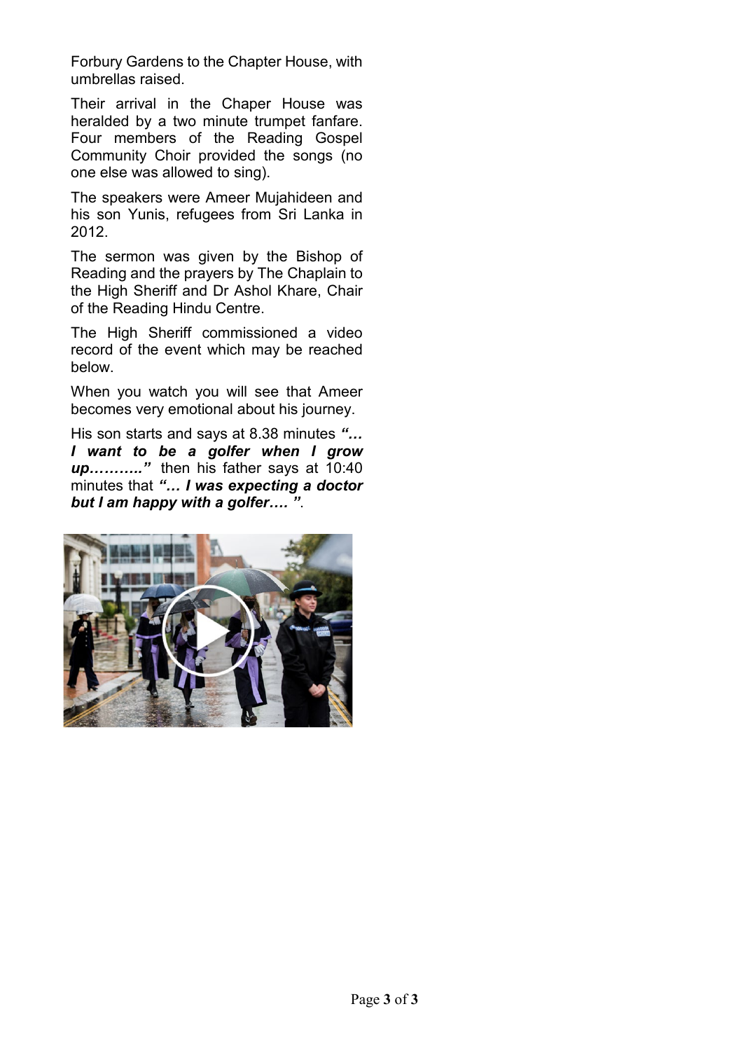Forbury Gardens to the Chapter House, with umbrellas raised.

Their arrival in the Chaper House was heralded by a two minute trumpet fanfare. Four members of the Reading Gospel Community Choir provided the songs (no one else was allowed to sing).

The speakers were Ameer Mujahideen and his son Yunis, refugees from Sri Lanka in 2012.

The sermon was given by the Bishop of Reading and the prayers by The Chaplain to the High Sheriff and Dr Ashol Khare, Chair of the Reading Hindu Centre.

The High Sheriff commissioned a video record of the event which may be reached below.

When you watch you will see that Ameer becomes very emotional about his journey.

His son starts and says at 8.38 minutes ***"… I want to be a golfer when I grow up……….."*** then his father says at 10:40 minutes that ***"… I was expecting a doctor but I am happy with a golfer…. "***.